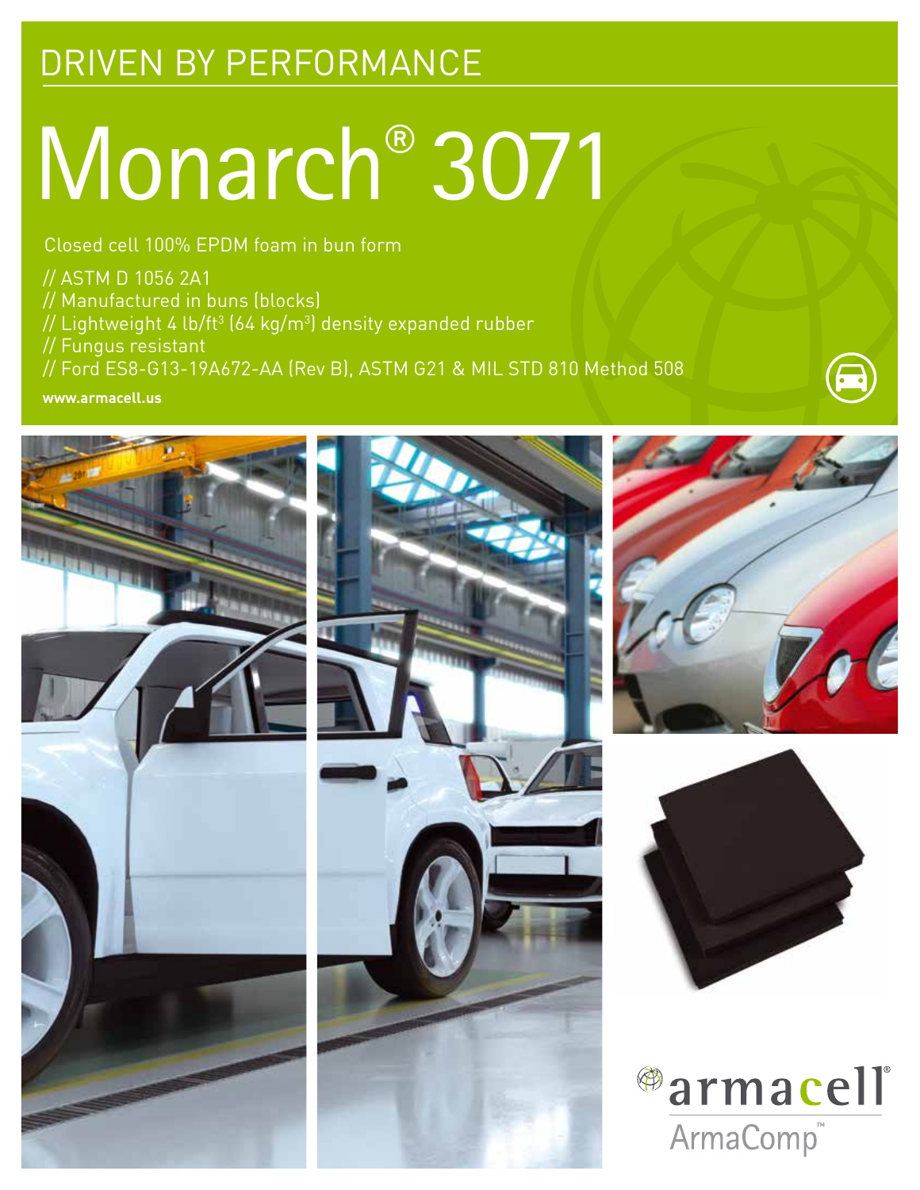DRIVEN BY PERFORMANCE

# Monarch® 3071

Closed cell 100% EPDM foam in bun form

- // ASTM D 1056 2A1
- // Manufactured in buns (blocks)
- // Lightweight 4 lb/ft³ (64 kg/m³) density expanded rubber
- // Fungus resistant
- // Ford ES8-G13-19A672-AA (Rev B), ASTM G21 & MIL STD 810 Method 508

**www.armacell.us**

armacell®

ArmaComp™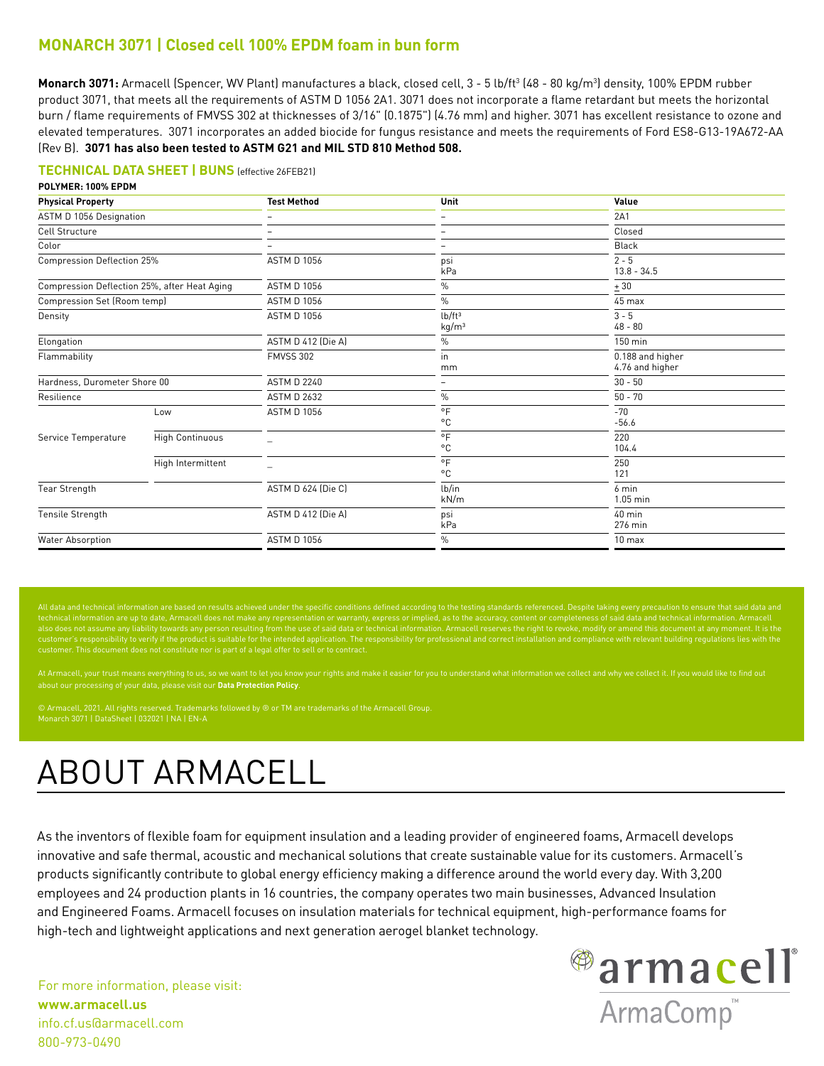## MONARCH 3071 | Closed cell 100% EPDM foam in bun form

**Monarch 3071:** Armacell (Spencer, WV Plant) manufactures a black, closed cell, 3 - 5 lb/ft³ (48 - 80 kg/m³) density, 100% EPDM rubber product 3071, that meets all the requirements of ASTM D 1056 2A1. 3071 does not incorporate a flame retardant but meets the horizontal burn / flame requirements of FMVSS 302 at thicknesses of 3/16" (0.1875") (4.76 mm) and higher. 3071 has excellent resistance to ozone and elevated temperatures. 3071 incorporates an added biocide for fungus resistance and meets the requirements of Ford ES8-G13-19A672-AA (Rev B). **3071 has also been tested to ASTM G21 and MIL STD 810 Method 508.**

### TECHNICAL DATA SHEET | BUNS (effective 26FEB21)

**POLYMER: 100% EPDM**

| Physical Property | | Test Method | Unit | Value |
|---|---|---|---|---|
| ASTM D 1056 Designation | | – | – | 2A1 |
| Cell Structure | | – | – | Closed |
| Color | | – | – | Black |
| Compression Deflection 25% | | ASTM D 1056 | psi<br>kPa | 2 - 5<br>13.8 - 34.5 |
| Compression Deflection 25%, after Heat Aging | | ASTM D 1056 | % | ± 30 |
| Compression Set (Room temp) | | ASTM D 1056 | % | 45 max |
| Density | | ASTM D 1056 | lb/ft³<br>kg/m³ | 3 - 5<br>48 - 80 |
| Elongation | | ASTM D 412 (Die A) | % | 150 min |
| Flammability | | FMVSS 302 | in<br>mm | 0.188 and higher<br>4.76 and higher |
| Hardness, Durometer Shore 00 | | ASTM D 2240 | – | 30 - 50 |
| Resilience | | ASTM D 2632 | % | 50 - 70 |
| Service Temperature | Low | ASTM D 1056 | °F<br>°C | -70<br>-56.6 |
| | High Continuous | – | °F<br>°C | 220<br>104.4 |
| | High Intermittent | – | °F<br>°C | 250<br>121 |
| Tear Strength | | ASTM D 624 (Die C) | lb/in<br>kN/m | 6 min<br>1.05 min |
| Tensile Strength | | ASTM D 412 (Die A) | psi<br>kPa | 40 min<br>276 min |
| Water Absorption | | ASTM D 1056 | % | 10 max |

All data and technical information are based on results achieved under the specific conditions defined according to the testing standards referenced. Despite taking every precaution to ensure that said data and technical information are up to date, Armacell does not make any representation or warranty, express or implied, as to the accuracy, content or completeness of said data and technical information. Armacell also does not assume any liability towards any person resulting from the use of said data or technical information. Armacell reserves the right to revoke, modify or amend this document at any moment. It is the customer's responsibility to verify if the product is suitable for the intended application. The responsibility for professional and correct installation and compliance with relevant building regulations lies with the customer. This document does not constitute nor is part of a legal offer to sell or to contract.

At Armacell, your trust means everything to us, so we want to let you know your rights and make it easier for you to understand what information we collect and why we collect it. If you would like to find out about our processing of your data, please visit our **Data Protection Policy**.

© Armacell, 2021. All rights reserved. Trademarks followed by ® or TM are trademarks of the Armacell Group.
Monarch 3071 | DataSheet | 032021 | NA | EN-A

# ABOUT ARMACELL

As the inventors of flexible foam for equipment insulation and a leading provider of engineered foams, Armacell develops innovative and safe thermal, acoustic and mechanical solutions that create sustainable value for its customers. Armacell's products significantly contribute to global energy efficiency making a difference around the world every day. With 3,200 employees and 24 production plants in 16 countries, the company operates two main businesses, Advanced Insulation and Engineered Foams. Armacell focuses on insulation materials for technical equipment, high-performance foams for high-tech and lightweight applications and next generation aerogel blanket technology.

For more information, please visit:
**www.armacell.us**
info.cf.us@armacell.com
800-973-0490

armacell® ArmaComp™